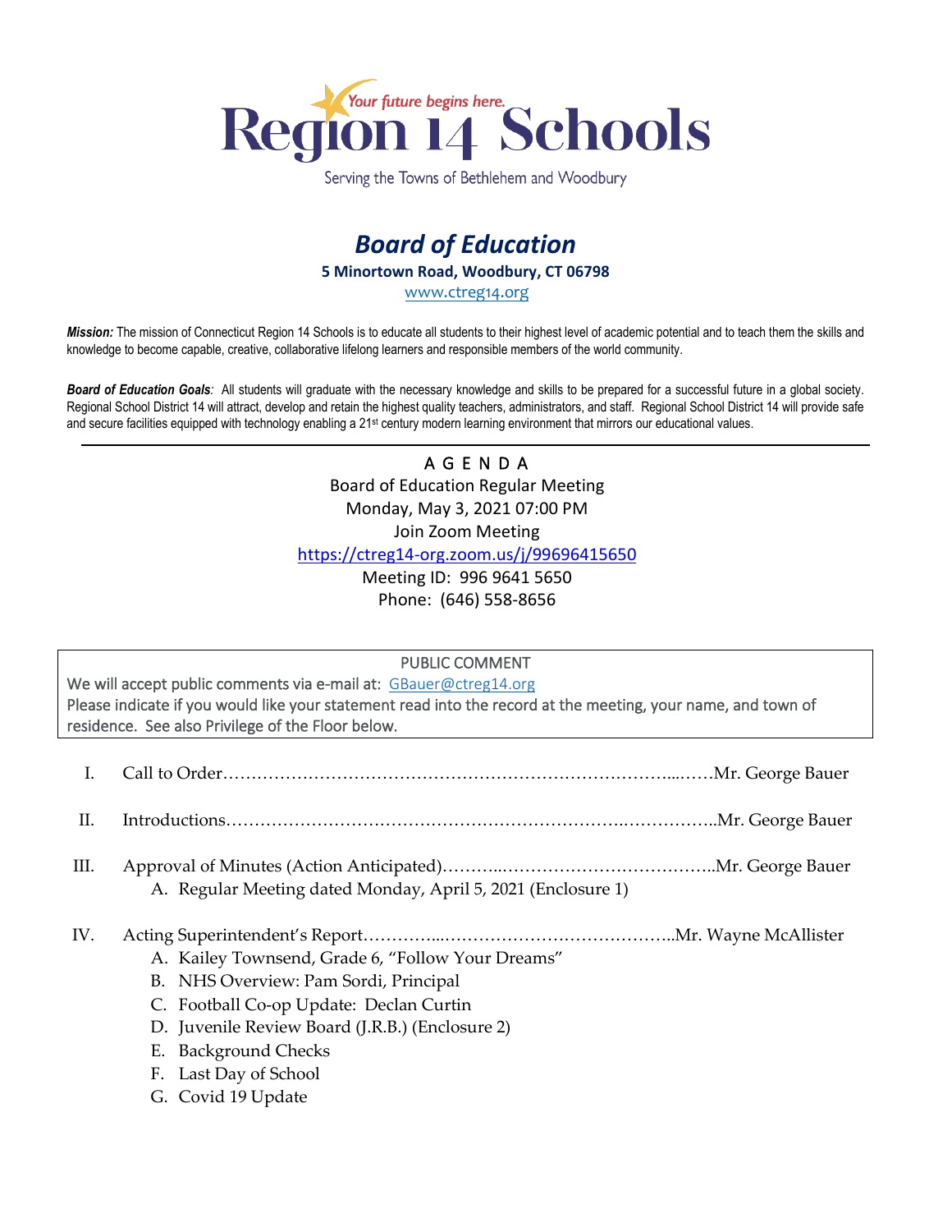# Region 14 Schools

*Your future begins here.*

Serving the Towns of Bethlehem and Woodbury

## *Board of Education*

**5 Minortown Road, Woodbury, CT 06798**

www.ctreg14.org

***Mission:*** The mission of Connecticut Region 14 Schools is to educate all students to their highest level of academic potential and to teach them the skills and knowledge to become capable, creative, collaborative lifelong learners and responsible members of the world community.

***Board of Education Goals:*** All students will graduate with the necessary knowledge and skills to be prepared for a successful future in a global society. Regional School District 14 will attract, develop and retain the highest quality teachers, administrators, and staff. Regional School District 14 will provide safe and secure facilities equipped with technology enabling a 21st century modern learning environment that mirrors our educational values.

---

A G E N D A

Board of Education Regular Meeting

Monday, May 3, 2021 07:00 PM

Join Zoom Meeting

https://ctreg14-org.zoom.us/j/99696415650

Meeting ID: 996 9641 5650

Phone: (646) 558-8656

PUBLIC COMMENT

We will accept public comments via e-mail at: GBauer@ctreg14.org

Please indicate if you would like your statement read into the record at the meeting, your name, and town of residence. See also Privilege of the Floor below.

I. Call to Order……………………………………………………………………...……Mr. George Bauer

II. Introductions……………………………………………………………..……………..Mr. George Bauer

III. Approval of Minutes (Action Anticipated)………..………………………………..Mr. George Bauer
   A. Regular Meeting dated Monday, April 5, 2021 (Enclosure 1)

IV. Acting Superintendent's Report…………...…………………………………..Mr. Wayne McAllister
   A. Kailey Townsend, Grade 6, "Follow Your Dreams"
   B. NHS Overview: Pam Sordi, Principal
   C. Football Co-op Update: Declan Curtin
   D. Juvenile Review Board (J.R.B.) (Enclosure 2)
   E. Background Checks
   F. Last Day of School
   G. Covid 19 Update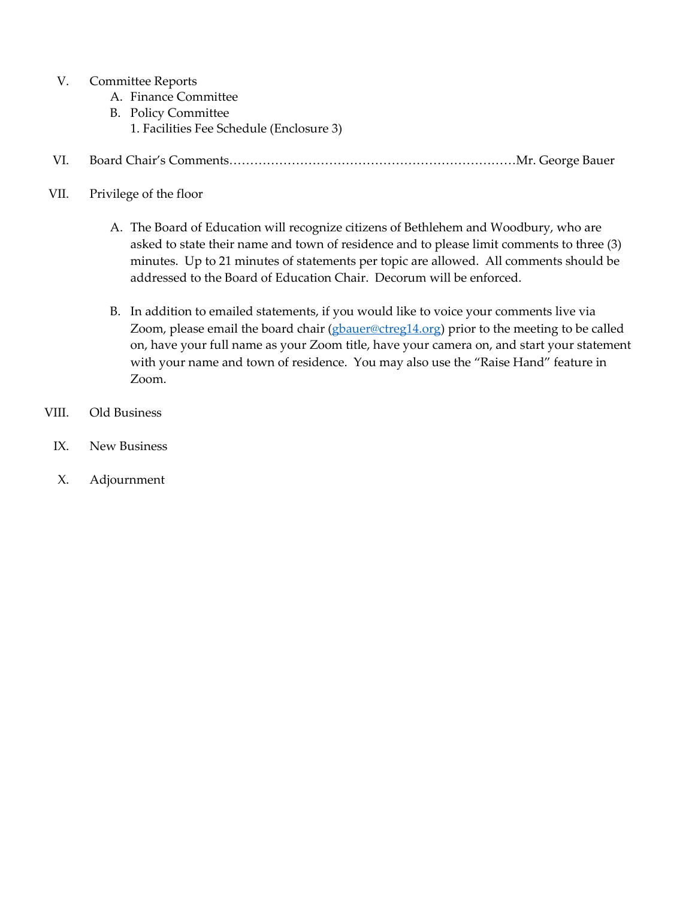V. Committee Reports
   A. Finance Committee
   B. Policy Committee
      1. Facilities Fee Schedule (Enclosure 3)

VI. Board Chair's Comments……………………………………………………………Mr. George Bauer

VII. Privilege of the floor

   A. The Board of Education will recognize citizens of Bethlehem and Woodbury, who are asked to state their name and town of residence and to please limit comments to three (3) minutes. Up to 21 minutes of statements per topic are allowed. All comments should be addressed to the Board of Education Chair. Decorum will be enforced.

   B. In addition to emailed statements, if you would like to voice your comments live via Zoom, please email the board chair (gbauer@ctreg14.org) prior to the meeting to be called on, have your full name as your Zoom title, have your camera on, and start your statement with your name and town of residence. You may also use the "Raise Hand" feature in Zoom.

VIII. Old Business

IX. New Business

X. Adjournment